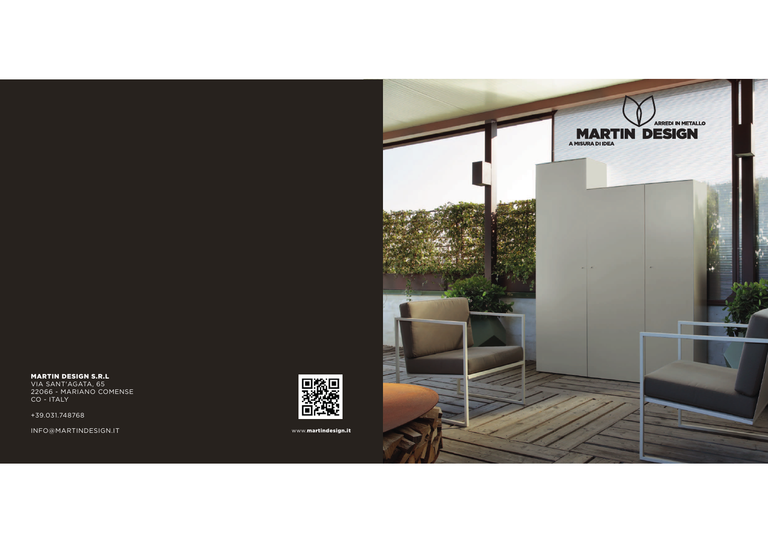MARTIN DESIGN

ARREDI IN METALLO

A MISURA DI IDEA

**MARTIN DESIGN S.R.L**
VIA SANT'AGATA, 65
22066 - MARIANO COMENSE
CO - ITALY

+39.031.748768

INFO@MARTINDESIGN.IT

www.**martindesign.it**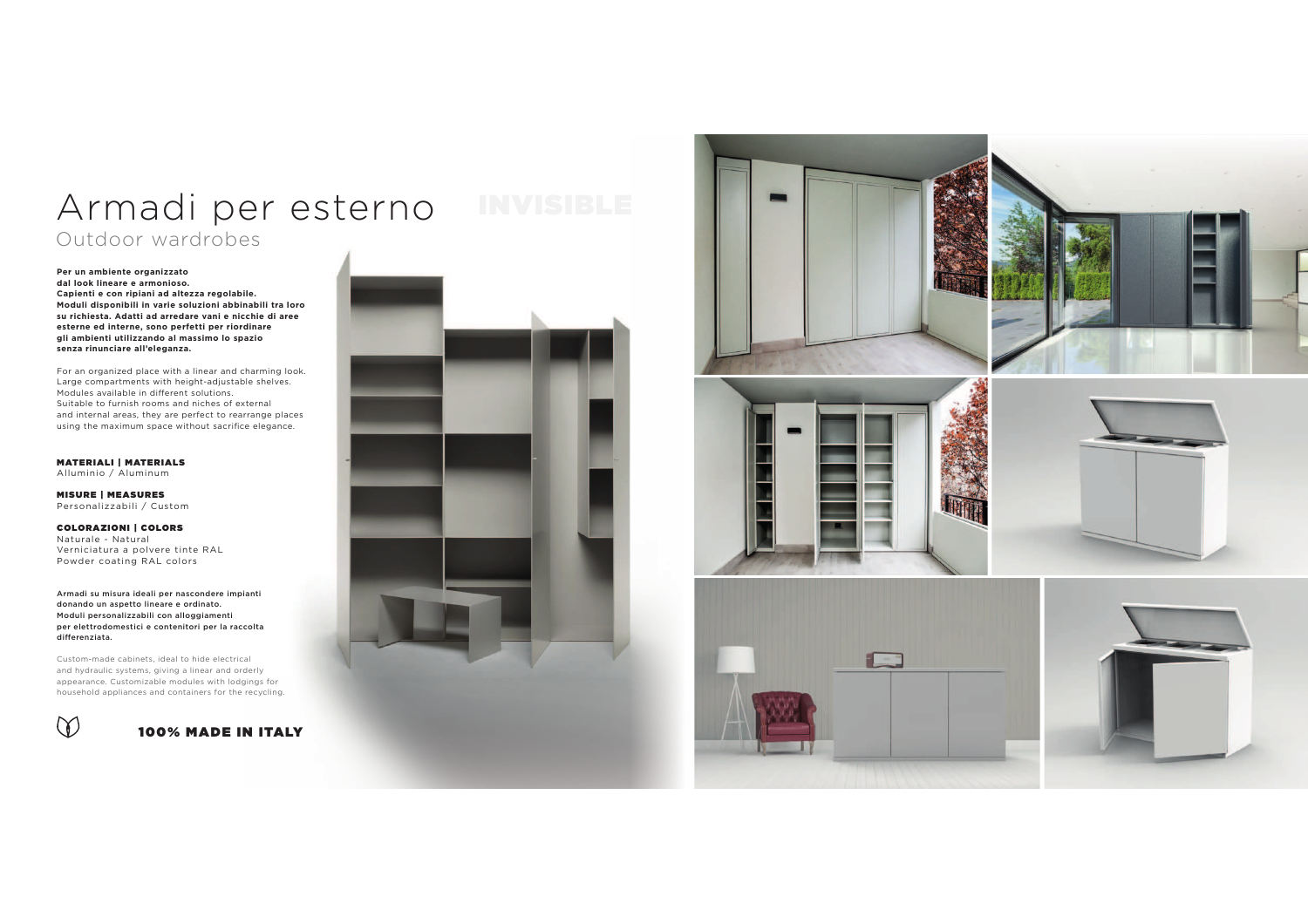# Armadi per esterno

## Outdoor wardrobes

INVISIBLE

**Per un ambiente organizzato dal look lineare e armonioso. Capienti e con ripiani ad altezza regolabile. Moduli disponibili in varie soluzioni abbinabili tra loro su richiesta. Adatti ad arredare vani e nicchie di aree esterne ed interne, sono perfetti per riordinare gli ambienti utilizzando al massimo lo spazio senza rinunciare all'eleganza.**

For an organized place with a linear and charming look. Large compartments with height-adjustable shelves. Modules available in different solutions. Suitable to furnish rooms and niches of external and internal areas, they are perfect to rearrange places using the maximum space without sacrifice elegance.

**MATERIALI | MATERIALS**
Alluminio / Aluminum

**MISURE | MEASURES**
Personalizzabili / Custom

**COLORAZIONI | COLORS**
Naturale - Natural
Verniciatura a polvere tinte RAL
Powder coating RAL colors

**Armadi su misura ideali per nascondere impianti donando un aspetto lineare e ordinato. Moduli personalizzabili con alloggiamenti per elettrodomestici e contenitori per la raccolta differenziata.**

Custom-made cabinets, ideal to hide electrical and hydraulic systems, giving a linear and orderly appearance. Customizable modules with lodgings for household appliances and containers for the recycling.

**100% MADE IN ITALY**